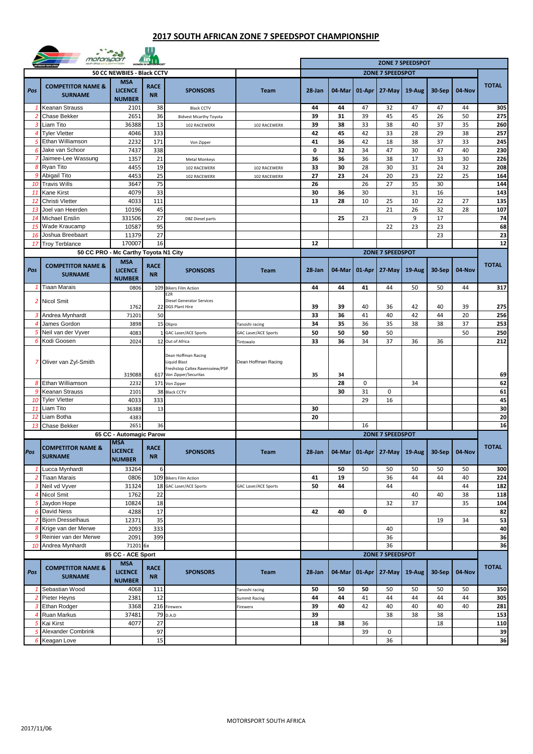# 2017 SOUTH AFRICAN ZONE 7 SPEEDSPOT CHAMPIONSHIP

## 50 CC NEWBIES - Black CCTV

| Pos | COMPETITOR NAME & SURNAME | MSA LICENCE NUMBER | RACE NR | SPONSORS | Team | 28-Jan | 04-Mar | 01-Apr | 27-May | 19-Aug | 30-Sep | 04-Nov | TOTAL |
|---|---|---|---|---|---|---|---|---|---|---|---|---|---|
| 1 | Keanan Strauss | 2101 | 38 | Black CCTV | | 44 | 44 | 47 | 32 | 47 | 47 | 44 | 305 |
| 2 | Chase Bekker | 2651 | 36 | Bidvest Mcarthy Toyota | | 39 | 31 | 39 | 45 | 45 | 26 | 50 | 275 |
| 3 | Liam Tito | 36388 | 13 | 102 RACEWERX | 102 RACEWERX | 39 | 38 | 33 | 38 | 40 | 37 | 35 | 260 |
| 4 | Tyler Vletter | 4046 | 333 | | | 42 | 45 | 42 | 33 | 28 | 29 | 38 | 257 |
| 5 | Ethan Williamson | 2232 | 171 | Von Zipper | | 41 | 36 | 42 | 18 | 38 | 37 | 33 | 245 |
| 6 | Jake van Schoor | 7437 | 338 | | | 0 | 32 | 34 | 47 | 30 | 47 | 40 | 230 |
| 7 | Jaimee-Lee Wassung | 1357 | 21 | Metal Monkeys | | 36 | 36 | 36 | 38 | 17 | 33 | 30 | 226 |
| 8 | Ryan Tito | 4455 | 19 | 102 RACEWERX | 102 RACEWERX | 33 | 30 | 28 | 30 | 31 | 24 | 32 | 208 |
| 9 | Abigail Tito | 4453 | 25 | 102 RACEWERX | 102 RACEWERX | 27 | 23 | 24 | 20 | 23 | 22 | 25 | 164 |
| 10 | Travis Wills | 3647 | 75 | | | 26 | | 26 | 27 | 35 | 30 | | 144 |
| 11 | Kane Kirst | 4079 | 33 | | | 30 | 36 | 30 | | 31 | 16 | | 143 |
| 12 | Christi Vletter | 4033 | 111 | | | 13 | 28 | 10 | 25 | 10 | 22 | 27 | 135 |
| 13 | Joel van Heerden | 10196 | 45 | | | | | | 21 | 26 | 32 | 28 | 107 |
| 14 | Michael Enslin | 331506 | 27 | DBZ Diesel parts | | | 25 | 23 | | 9 | 17 | | 74 |
| 15 | Wade Kraucamp | 10587 | 95 | | | | | | 22 | 23 | 23 | | 68 |
| 16 | Joshua Breebaart | 11379 | 27 | | | | | | | | 23 | | 23 |
| 17 | Troy Terblance | 170007 | 16 | | | 12 | | | | | | | 12 |

## 50 CC PRO - Mc Carthy Toyota N1 City

| Pos | COMPETITOR NAME & SURNAME | MSA LICENCE NUMBER | RACE NR | SPONSORS | Team | 28-Jan | 04-Mar | 01-Apr | 27-May | 19-Aug | 30-Sep | 04-Nov | TOTAL |
|---|---|---|---|---|---|---|---|---|---|---|---|---|---|
| 1 | Tiaan Marais | 0806 | 109 | Bikers Film Action | | 44 | 44 | 41 | 44 | 50 | 50 | 44 | 317 |
| 2 | Nicol Smit | 1762 | 22 | E2R Diesel Generator Services DGS Plant Hire | | 39 | 39 | 40 | 36 | 42 | 40 | 39 | 275 |
| 3 | Andrea Mynhardt | 71201 | 50 | | | 33 | 36 | 41 | 40 | 42 | 44 | 20 | 256 |
| 4 | James Gordon | 3898 | 15 | Olipro | Tanoshi racing | 34 | 35 | 36 | 35 | 38 | 38 | 37 | 253 |
| 5 | Neil van der Vyver | 4083 | 1 | GAC Laser/ACE Sports | GAC Laser/ACE Sports | 50 | 50 | 50 | 50 | | | 50 | 250 |
| 6 | Kodi Goosen | 2024 | 12 | Out of Africa | Tintswalo | 33 | 36 | 34 | 37 | 36 | 36 | | 212 |
| 7 | Oliver van Zyl-Smith | 319088 | 617 | Dean Hoffman Racing Liquid Blast Freshstop Caltex Ravensview/PSP Von Zipper/Securitas | Dean Hoffman Racing | 35 | 34 | | | | | | 69 |
| 8 | Ethan Williamson | 2232 | 171 | Von Zipper | | | 28 | 0 | | 34 | | | 62 |
| 9 | Keanan Strauss | 2101 | 38 | Black CCTV | | | 30 | 31 | 0 | | | | 61 |
| 10 | Tyler Vletter | 4033 | 333 | | | | | 29 | 16 | | | | 45 |
| 11 | Liam Tito | 36388 | 13 | | | 30 | | | | | | | 30 |
| 12 | Liam Botha | 4383 | | | | 20 | | | | | | | 20 |
| 13 | Chase Bekker | 2651 | 36 | | | | | 16 | | | | | 16 |

## 65 CC - Automagic Parow

| Pos | COMPETITOR NAME & SURNAME | MSA LICENCE NUMBER | RACE NR | SPONSORS | Team | 28-Jan | 04-Mar | 01-Apr | 27-May | 19-Aug | 30-Sep | 04-Nov | TOTAL |
|---|---|---|---|---|---|---|---|---|---|---|---|---|---|
| 1 | Lucca Mynhardt | 33264 | 6 | | | | 50 | 50 | 50 | 50 | 50 | 50 | 300 |
| 2 | Tiaan Marais | 0806 | 109 | Bikers Film Action | | 41 | 19 | | 36 | 44 | 44 | 40 | 224 |
| 3 | Neil vd Vyver | 31324 | 18 | GAC Laser/ACE Sports | GAC Laser/ACE Sports | 50 | 44 | | 44 | | | 44 | 182 |
| 4 | Nicol Smit | 1762 | 22 | | | | | | | 40 | 40 | 38 | 118 |
| 5 | Jaydon Hope | 10824 | 18 | | | | | | 32 | 37 | | 35 | 104 |
| 6 | David Ness | 4288 | 17 | | | 42 | 40 | 0 | | | | | 82 |
| 7 | Bjorn Dresselhaus | 12371 | 35 | | | | | | | | 19 | 34 | 53 |
| 8 | Krige van der Merwe | 2093 | 333 | | | | | | 40 | | | | 40 |
| 9 | Reinier van der Merwe | 2091 | 399 | | | | | | 36 | | | | 36 |
| 10 | Andrea Mynhardt | 71201 | 6x | | | | | | 36 | | | | 36 |

## 85 CC - ACE Sport

| Pos | COMPETITOR NAME & SURNAME | MSA LICENCE NUMBER | RACE NR | SPONSORS | Team | 28-Jan | 04-Mar | 01-Apr | 27-May | 19-Aug | 30-Sep | 04-Nov | TOTAL |
|---|---|---|---|---|---|---|---|---|---|---|---|---|---|
| 1 | Sebastian Wood | 4068 | 111 | | Tanoshi racing | 50 | 50 | 50 | 50 | 50 | 50 | 50 | 350 |
| 2 | Pieter Heyns | 2381 | 12 | | Summit Racing | 44 | 44 | 41 | 44 | 44 | 44 | 44 | 305 |
| 3 | Ethan Rodger | 3368 | 216 | Firewerx | Firewerx | 39 | 40 | 42 | 40 | 40 | 40 | 40 | 281 |
| 4 | Ruan Markus | 37481 | 79 | D.A.D | | 39 | | | 38 | 38 | 38 | | 153 |
| 5 | Kai Kirst | 4077 | 27 | | | 18 | 38 | 36 | | | 18 | | 110 |
| 5 | Alexander Combrink | | 97 | | | | | 39 | 0 | | | | 39 |
| 6 | Keagan Love | | 15 | | | | | | 36 | | | | 36 |

2017/11/06

MOTORSPORT SOUTH AFRICA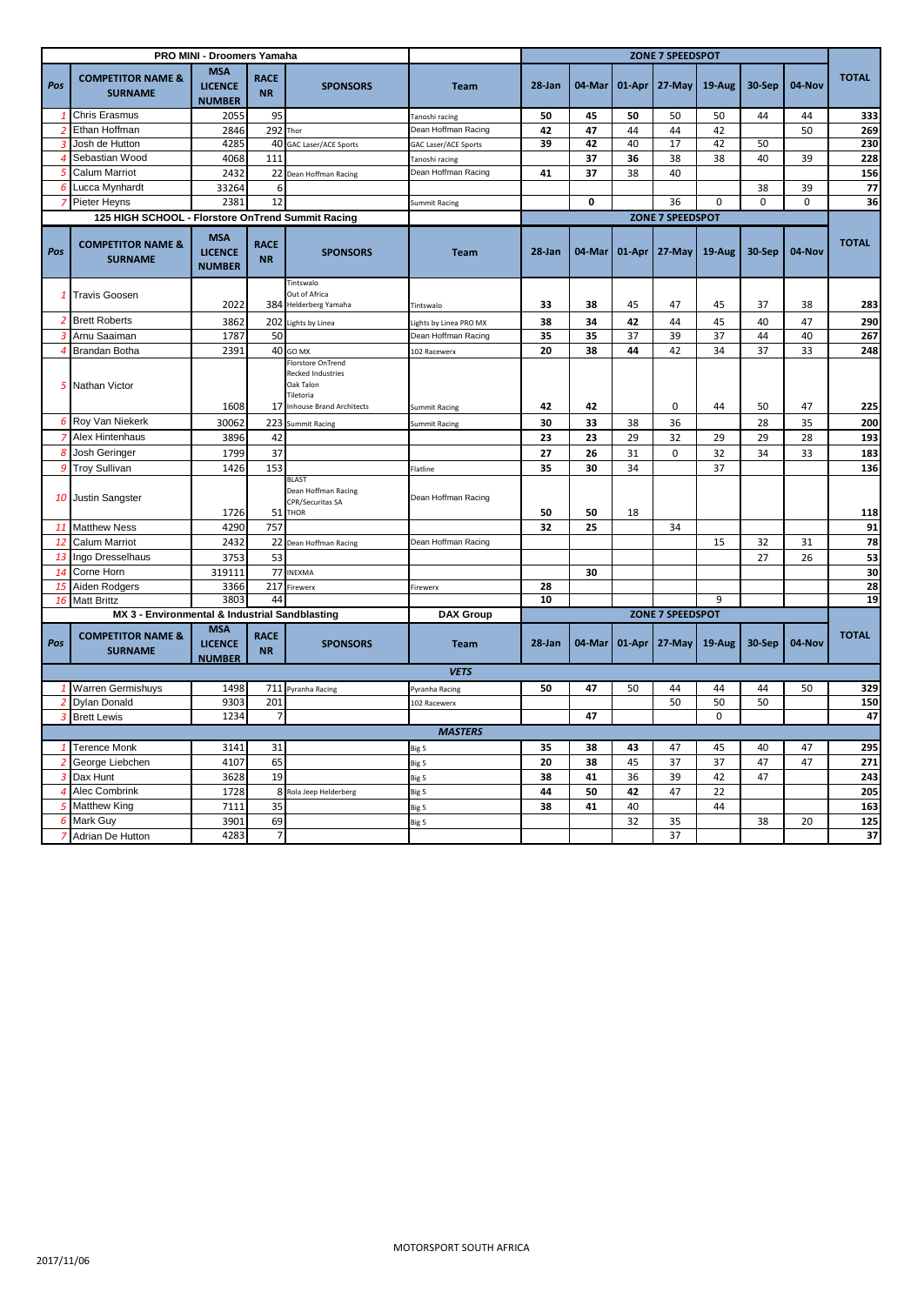| PRO MINI - Droomers Yamaha | | | | | | ZONE 7 SPEEDSPOT | | | | | | | |
|---|---|---|---|---|---|---|---|---|---|---|---|---|---|
| Pos | COMPETITOR NAME & SURNAME | MSA LICENCE NUMBER | RACE NR | SPONSORS | Team | 28-Jan | 04-Mar | 01-Apr | 27-May | 19-Aug | 30-Sep | 04-Nov | TOTAL |
| 1 | Chris Erasmus | 2055 | 95 | | Tanoshi racing | 50 | 45 | 50 | 50 | 50 | 44 | 44 | 333 |
| 2 | Ethan Hoffman | 2846 | 292 | Thor | Dean Hoffman Racing | 42 | 47 | 44 | 44 | 42 | | 50 | 269 |
| 3 | Josh de Hutton | 4285 | 40 | GAC Laser/ACE Sports | GAC Laser/ACE Sports | 39 | 42 | 40 | 17 | 42 | 50 | | 230 |
| 4 | Sebastian Wood | 4068 | 111 | | Tanoshi racing | | 37 | 36 | 38 | 38 | 40 | 39 | 228 |
| 5 | Calum Marriot | 2432 | 22 | Dean Hoffman Racing | Dean Hoffman Racing | 41 | 37 | 38 | 40 | | | | 156 |
| 6 | Lucca Mynhardt | 33264 | 6 | | | | | | | | 38 | 39 | 77 |
| 7 | Pieter Heyns | 2381 | 12 | | Summit Racing | | 0 | | 36 | 0 | 0 | 0 | 36 |

| 125 HIGH SCHOOL - Florstore OnTrend Summit Racing | | | | | | ZONE 7 SPEEDSPOT | | | | | | | |
|---|---|---|---|---|---|---|---|---|---|---|---|---|---|
| Pos | COMPETITOR NAME & SURNAME | MSA LICENCE NUMBER | RACE NR | SPONSORS | Team | 28-Jan | 04-Mar | 01-Apr | 27-May | 19-Aug | 30-Sep | 04-Nov | TOTAL |
| 1 | Travis Goosen | 2022 | 384 | Tintswalo Out of Africa Helderberg Yamaha | Tintswalo | 33 | 38 | 45 | 47 | 45 | 37 | 38 | 283 |
| 2 | Brett Roberts | 3862 | 202 | Lights by Linea | Lights by Linea PRO MX | 38 | 34 | 42 | 44 | 45 | 40 | 47 | 290 |
| 3 | Arnu Saaiman | 1787 | 50 | | Dean Hoffman Racing | 35 | 35 | 37 | 39 | 37 | 44 | 40 | 267 |
| 4 | Brandan Botha | 2391 | 40 | GO MX | 102 Racewerx | 20 | 38 | 44 | 42 | 34 | 37 | 33 | 248 |
| 5 | Nathan Victor | 1608 | 17 | Florstore OnTrend Recked Industries Oak Talon Tiletoria Inhouse Brand Architects | Summit Racing | 42 | 42 | | 0 | 44 | 50 | 47 | 225 |
| 6 | Roy Van Niekerk | 30062 | 223 | Summit Racing | Summit Racing | 30 | 33 | 38 | 36 | | 28 | 35 | 200 |
| 7 | Alex Hintenhaus | 3896 | 42 | | | 23 | 23 | 29 | 32 | 29 | 29 | 28 | 193 |
| 8 | Josh Geringer | 1799 | 37 | | | 27 | 26 | 31 | 0 | 32 | 34 | 33 | 183 |
| 9 | Troy Sullivan | 1426 | 153 | | Flatline | 35 | 30 | 34 | | 37 | | | 136 |
| 10 | Justin Sangster | 1726 | 51 | BLAST Dean Hoffman Racing CPR/Securitas SA THOR | Dean Hoffman Racing | 50 | 50 | 18 | | | | | 118 |
| 11 | Matthew Ness | 4290 | 757 | | | 32 | 25 | | 34 | | | | 91 |
| 12 | Calum Marriot | 2432 | 22 | Dean Hoffman Racing | Dean Hoffman Racing | | | | | 15 | 32 | 31 | 78 |
| 13 | Ingo Dresselhaus | 3753 | 53 | | | | | | | | 27 | 26 | 53 |
| 14 | Corne Horn | 319111 | 77 | INEXMA | | | 30 | | | | | | 30 |
| 15 | Aiden Rodgers | 3366 | 217 | Firewerx | Firewerx | 28 | | | | | | | 28 |
| 16 | Matt Brittz | 3803 | 44 | | | 10 | | | | 9 | | | 19 |

| MX 3 - Environmental & Industrial Sandblasting | | | | | DAX Group | ZONE 7 SPEEDSPOT | | | | | | | |
|---|---|---|---|---|---|---|---|---|---|---|---|---|---|
| Pos | COMPETITOR NAME & SURNAME | MSA LICENCE NUMBER | RACE NR | SPONSORS | Team | 28-Jan | 04-Mar | 01-Apr | 27-May | 19-Aug | 30-Sep | 04-Nov | TOTAL |
| | | | | | *VETS* | | | | | | | | |
| 1 | Warren Germishuys | 1498 | 711 | Pyranha Racing | Pyranha Racing | 50 | 47 | 50 | 44 | 44 | 44 | 50 | 329 |
| 2 | Dylan Donald | 9303 | 201 | | 102 Racewerx | | | | 50 | 50 | 50 | | 150 |
| 3 | Brett Lewis | 1234 | 7 | | | | 47 | | | 0 | | | 47 |
| | | | | | *MASTERS* | | | | | | | | |
| 1 | Terence Monk | 3141 | 31 | | Big 5 | 35 | 38 | 43 | 47 | 45 | 40 | 47 | 295 |
| 2 | George Liebchen | 4107 | 65 | | Big 5 | 20 | 38 | 45 | 37 | 37 | 47 | 47 | 271 |
| 3 | Dax Hunt | 3628 | 19 | | Big 5 | 38 | 41 | 36 | 39 | 42 | 47 | | 243 |
| 4 | Alec Combrink | 1728 | 8 | Rola Jeep Helderberg | Big 5 | 44 | 50 | 42 | 47 | 22 | | | 205 |
| 5 | Matthew King | 7111 | 35 | | Big 5 | 38 | 41 | 40 | | 44 | | | 163 |
| 6 | Mark Guy | 3901 | 69 | | Big 5 | | | 32 | 35 | | 38 | 20 | 125 |
| 7 | Adrian De Hutton | 4283 | 7 | | | | | | 37 | | | | 37 |

2017/11/06

MOTORSPORT SOUTH AFRICA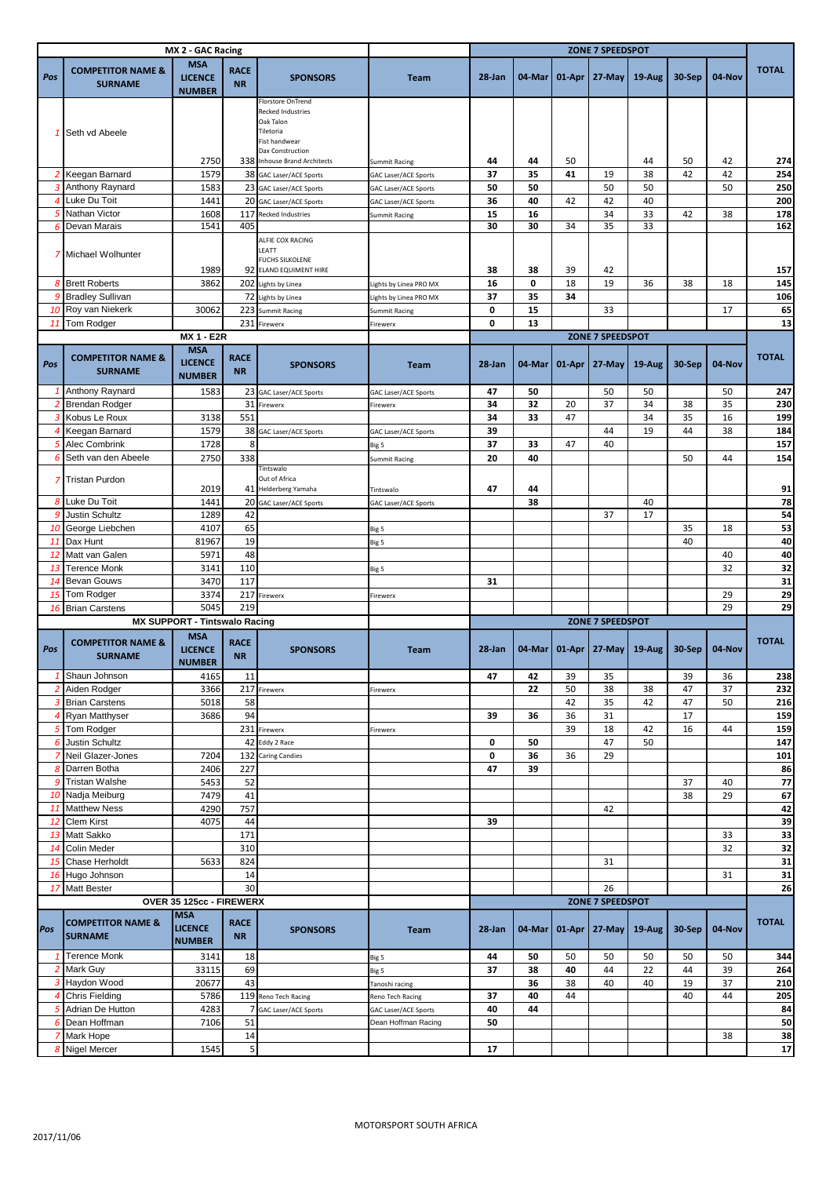## MX 2 - GAC Racing

| Pos | COMPETITOR NAME & SURNAME | MSA LICENCE NUMBER | RACE NR | SPONSORS | Team | 28-Jan | 04-Mar | 01-Apr | 27-May | 19-Aug | 30-Sep | 04-Nov | TOTAL |
|---|---|---|---|---|---|---|---|---|---|---|---|---|---|
| | | | | | | ZONE 7 SPEEDSPOT | | | | | | | |
| 1 | Seth vd Abeele | 2750 | 338 | Florstore OnTrend Recked Industries Oak Talon Tiletoria Fist handwear Dax Construction Inhouse Brand Architects | Summit Racing | 44 | 44 | 50 | | 44 | 50 | 42 | 274 |
| 2 | Keegan Barnard | 1579 | 38 | GAC Laser/ACE Sports | GAC Laser/ACE Sports | 37 | 35 | 41 | 19 | 38 | 42 | 42 | 254 |
| 3 | Anthony Raynard | 1583 | 23 | GAC Laser/ACE Sports | GAC Laser/ACE Sports | 50 | 50 | | 50 | 50 | | 50 | 250 |
| 4 | Luke Du Toit | 1441 | 20 | GAC Laser/ACE Sports | GAC Laser/ACE Sports | 36 | 40 | 42 | 42 | 40 | | | 200 |
| 5 | Nathan Victor | 1608 | 117 | Recked Industries | Summit Racing | 15 | 16 | | 34 | 33 | 42 | 38 | 178 |
| 6 | Devan Marais | 1541 | 405 | | | 30 | 30 | 34 | 35 | 33 | | | 162 |
| 7 | Michael Wolhunter | 1989 | 92 | ALFIE COX RACING LEATT FUCHS SILKOLENE ELAND EQUIMENT HIRE | | 38 | 38 | 39 | 42 | | | | 157 |
| 8 | Brett Roberts | 3862 | 202 | Lights by Linea | Lights by Linea PRO MX | 16 | 0 | 18 | 19 | 36 | 38 | 18 | 145 |
| 9 | Bradley Sullivan | | 72 | Lights by Linea | Lights by Linea PRO MX | 37 | 35 | 34 | | | | | 106 |
| 10 | Roy van Niekerk | 30062 | 223 | Summit Racing | Summit Racing | 0 | 15 | | 33 | | | 17 | 65 |
| 11 | Tom Rodger | | 231 | Firewerx | Firewerx | 0 | 13 | | | | | | 13 |

## MX 1 - E2R

| Pos | COMPETITOR NAME & SURNAME | MSA LICENCE NUMBER | RACE NR | SPONSORS | Team | 28-Jan | 04-Mar | 01-Apr | 27-May | 19-Aug | 30-Sep | 04-Nov | TOTAL |
|---|---|---|---|---|---|---|---|---|---|---|---|---|---|
| | | | | | | ZONE 7 SPEEDSPOT | | | | | | | |
| 1 | Anthony Raynard | 1583 | 23 | GAC Laser/ACE Sports | GAC Laser/ACE Sports | 47 | 50 | | 50 | 50 | | 50 | 247 |
| 2 | Brendan Rodger | | 31 | Firewerx | Firewerx | 34 | 32 | 20 | 37 | 34 | 38 | 35 | 230 |
| 3 | Kobus Le Roux | 3138 | 551 | | | 34 | 33 | 47 | | 34 | 35 | 16 | 199 |
| 4 | Keegan Barnard | 1579 | 38 | GAC Laser/ACE Sports | GAC Laser/ACE Sports | 39 | | | 44 | 19 | 44 | 38 | 184 |
| 5 | Alec Combrink | 1728 | 8 | | Big 5 | 37 | 33 | 47 | 40 | | | | 157 |
| 6 | Seth van den Abeele | 2750 | 338 | | Summit Racing | 20 | 40 | | | | 50 | 44 | 154 |
| 7 | Tristan Purdon | 2019 | 41 | Tintswalo Out of Africa Helderberg Yamaha | Tintswalo | 47 | 44 | | | | | | 91 |
| 8 | Luke Du Toit | 1441 | 20 | GAC Laser/ACE Sports | GAC Laser/ACE Sports | | 38 | | | 40 | | | 78 |
| 9 | Justin Schultz | 1289 | 42 | | | | | | 37 | 17 | | | 54 |
| 10 | George Liebchen | 4107 | 65 | | Big 5 | | | | | | 35 | 18 | 53 |
| 11 | Dax Hunt | 81967 | 19 | | Big 5 | | | | | | 40 | | 40 |
| 12 | Matt van Galen | 5971 | 48 | | | | | | | | | 40 | 40 |
| 13 | Terence Monk | 3141 | 110 | | Big 5 | | | | | | | 32 | 32 |
| 14 | Bevan Gouws | 3470 | 117 | | | 31 | | | | | | | 31 |
| 15 | Tom Rodger | 3374 | 217 | Firewerx | Firewerx | | | | | | | 29 | 29 |
| 16 | Brian Carstens | 5045 | 219 | | | | | | | | | 29 | 29 |

## MX SUPPORT - Tintswalo Racing

| Pos | COMPETITOR NAME & SURNAME | MSA LICENCE NUMBER | RACE NR | SPONSORS | Team | 28-Jan | 04-Mar | 01-Apr | 27-May | 19-Aug | 30-Sep | 04-Nov | TOTAL |
|---|---|---|---|---|---|---|---|---|---|---|---|---|---|
| | | | | | | ZONE 7 SPEEDSPOT | | | | | | | |
| 1 | Shaun Johnson | 4165 | 11 | | | 47 | 42 | 39 | 35 | | 39 | 36 | 238 |
| 2 | Aiden Rodger | 3366 | 217 | Firewerx | Firewerx | | 22 | 50 | 38 | 38 | 47 | 37 | 232 |
| 3 | Brian Carstens | 5018 | 58 | | | | | 42 | 35 | 42 | 47 | 50 | 216 |
| 4 | Ryan Matthyser | 3686 | 94 | | | 39 | 36 | 36 | 31 | | 17 | | 159 |
| 5 | Tom Rodger | | 231 | Firewerx | Firewerx | | | 39 | 18 | 42 | 16 | 44 | 159 |
| 6 | Justin Schultz | | 42 | Eddy 2 Race | | 0 | 50 | | 47 | 50 | | | 147 |
| 7 | Neil Glazer-Jones | 7204 | 132 | Caring Candies | | 0 | 36 | 36 | 29 | | | | 101 |
| 8 | Darren Botha | 2406 | 227 | | | 47 | 39 | | | | | | 86 |
| 9 | Tristan Walshe | 5453 | 52 | | | | | | | | 37 | 40 | 77 |
| 10 | Nadja Meiburg | 7479 | 41 | | | | | | | | 38 | 29 | 67 |
| 11 | Matthew Ness | 4290 | 757 | | | | | | 42 | | | | 42 |
| 12 | Clem Kirst | 4075 | 44 | | | 39 | | | | | | | 39 |
| 13 | Matt Sakko | | 171 | | | | | | | | | 33 | 33 |
| 14 | Colin Meder | | 310 | | | | | | | | | 32 | 32 |
| 15 | Chase Herholdt | 5633 | 824 | | | | | | 31 | | | | 31 |
| 16 | Hugo Johnson | | 14 | | | | | | | | | 31 | 31 |
| 17 | Matt Bester | | 30 | | | | | | 26 | | | | 26 |

## OVER 35 125cc - FIREWERX

| Pos | COMPETITOR NAME & SURNAME | MSA LICENCE NUMBER | RACE NR | SPONSORS | Team | 28-Jan | 04-Mar | 01-Apr | 27-May | 19-Aug | 30-Sep | 04-Nov | TOTAL |
|---|---|---|---|---|---|---|---|---|---|---|---|---|---|
| | | | | | | ZONE 7 SPEEDSPOT | | | | | | | |
| 1 | Terence Monk | 3141 | 18 | | Big 5 | 44 | 50 | 50 | 50 | 50 | 50 | 50 | 344 |
| 2 | Mark Guy | 33115 | 69 | | Big 5 | 37 | 38 | 40 | 44 | 22 | 44 | 39 | 264 |
| 3 | Haydon Wood | 20677 | 43 | | Tanoshi racing | | 36 | 38 | 40 | 40 | 19 | 37 | 210 |
| 4 | Chris Fielding | 5786 | 119 | Reno Tech Racing | Reno Tech Racing | 37 | 40 | 44 | | | 40 | 44 | 205 |
| 5 | Adrian De Hutton | 4283 | 7 | GAC Laser/ACE Sports | GAC Laser/ACE Sports | 40 | 44 | | | | | | 84 |
| 6 | Dean Hoffman | 7106 | 51 | | Dean Hoffman Racing | 50 | | | | | | | 50 |
| 7 | Mark Hope | | 14 | | | | | | | | | 38 | 38 |
| 8 | Nigel Mercer | 1545 | 5 | | | 17 | | | | | | | 17 |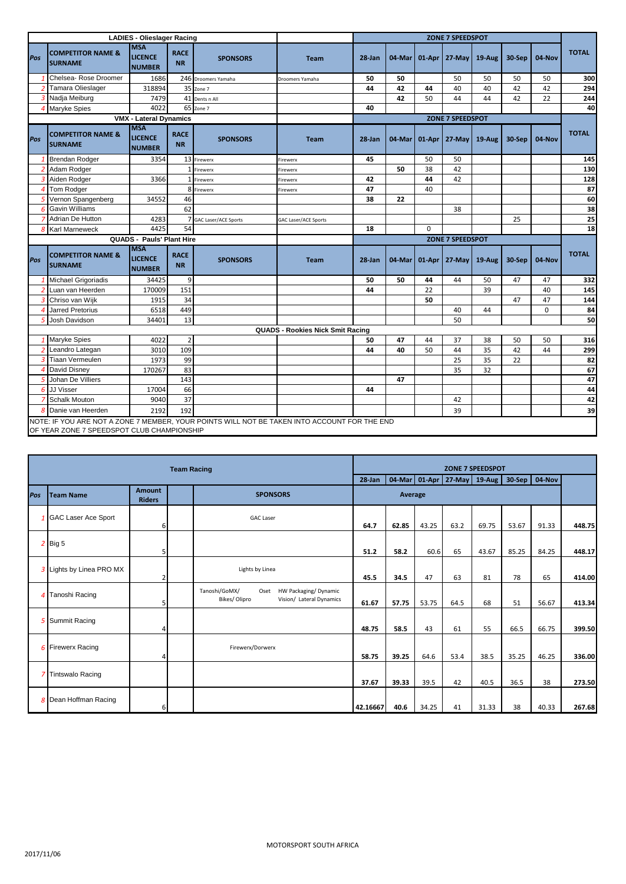| | | | | | | | | | | | | | |
|---|---|---|---|---|---|---|---|---|---|---|---|---|---|
| **LADIES - Olieslager Racing** | | | | | | **ZONE 7 SPEEDSPOT** | | | | | | | |
| **Pos** | **COMPETITOR NAME & SURNAME** | **MSA LICENCE NUMBER** | **RACE NR** | **SPONSORS** | **Team** | **28-Jan** | **04-Mar** | **01-Apr** | **27-May** | **19-Aug** | **30-Sep** | **04-Nov** | **TOTAL** |
| 1 | Chelsea- Rose Droomer | 1686 | 246 | Droomers Yamaha | Droomers Yamaha | **50** | **50** | | 50 | 50 | 50 | 50 | **300** |
| 2 | Tamara Olieslager | 318894 | 35 | Zone 7 | | **44** | **42** | **44** | 40 | 40 | 42 | 42 | **294** |
| 3 | Nadja Meiburg | 7479 | 41 | Dents n All | | | **42** | 50 | 44 | 44 | 42 | 22 | **244** |
| 4 | Maryke Spies | 4022 | 65 | Zone 7 | | **40** | | | | | | | **40** |
| **VMX - Lateral Dynamics** | | | | | | **ZONE 7 SPEEDSPOT** | | | | | | | |
| **Pos** | **COMPETITOR NAME & SURNAME** | **MSA LICENCE NUMBER** | **RACE NR** | **SPONSORS** | **Team** | **28-Jan** | **04-Mar** | **01-Apr** | **27-May** | **19-Aug** | **30-Sep** | **04-Nov** | **TOTAL** |
| 1 | Brendan Rodger | 3354 | 13 | Firewerx | Firewerx | **45** | | 50 | 50 | | | | **145** |
| 2 | Adam Rodger | | 1 | Firewerx | Firewerx | | **50** | 38 | 42 | | | | **130** |
| 3 | Aiden Rodger | 3366 | 1 | Firewerx | Firewerx | **42** | | **44** | 42 | | | | **128** |
| 4 | Tom Rodger | | 8 | Firewerx | Firewerx | **47** | | 40 | | | | | **87** |
| 5 | Vernon Spangenberg | 34552 | 46 | | | **38** | **22** | | | | | | **60** |
| 6 | Gavin Williams | | 62 | | | | | | 38 | | | | **38** |
| 7 | Adrian De Hutton | 4283 | 7 | GAC Laser/ACE Sports | GAC Laser/ACE Sports | | | | | | 25 | | **25** |
| 8 | Karl Marneweck | 4425 | 54 | | | **18** | | 0 | | | | | **18** |
| **QUADS - Pauls' Plant Hire** | | | | | | **ZONE 7 SPEEDSPOT** | | | | | | | |
| **Pos** | **COMPETITOR NAME & SURNAME** | **MSA LICENCE NUMBER** | **RACE NR** | **SPONSORS** | **Team** | **28-Jan** | **04-Mar** | **01-Apr** | **27-May** | **19-Aug** | **30-Sep** | **04-Nov** | **TOTAL** |
| 1 | Michael Grigoriadis | 34425 | 9 | | | **50** | **50** | **44** | 44 | 50 | 47 | 47 | **332** |
| 2 | Luan van Heerden | 170009 | 151 | | | **44** | | 22 | | 39 | | 40 | **145** |
| 3 | Chriso van Wijk | 1915 | 34 | | | | | **50** | | | 47 | 47 | **144** |
| 4 | Jarred Pretorius | 6518 | 449 | | | | | | 40 | 44 | | 0 | **84** |
| 5 | Josh Davidson | 34401 | 13 | | | | | | 50 | | | | **50** |
| | | | | | **QUADS - Rookies Nick Smit Racing** | | | | | | | | |
| 1 | Maryke Spies | 4022 | 2 | | | **50** | **47** | 44 | 37 | 38 | 50 | 50 | **316** |
| 2 | Leandro Lategan | 3010 | 109 | | | **44** | **40** | 50 | 44 | 35 | 42 | 44 | **299** |
| 3 | Tiaan Vermeulen | 1973 | 99 | | | | | | 25 | 35 | 22 | | **82** |
| 4 | David Disney | 170267 | 83 | | | | | | 35 | 32 | | | **67** |
| 5 | Johan De Villiers | | 143 | | | | **47** | | | | | | **47** |
| 6 | JJ Visser | 17004 | 66 | | | **44** | | | | | | | **44** |
| 7 | Schalk Mouton | 9040 | 37 | | | | | | 42 | | | | **42** |
| 8 | Danie van Heerden | 2192 | 192 | | | | | | 39 | | | | **39** |

NOTE: IF YOU ARE NOT A ZONE 7 MEMBER, YOUR POINTS WILL NOT BE TAKEN INTO ACCOUNT FOR THE END OF YEAR ZONE 7 SPEEDSPOT CLUB CHAMPIONSHIP

| **Team Racing** | | | | | ZONE 7 SPEEDSPOT | | | | | | | |
|---|---|---|---|---|---|---|---|---|---|---|---|---|
| | | | | **28-Jan** | **04-Mar** | **01-Apr** | **27-May** | **19-Aug** | **30-Sep** | **04-Nov** | |
| **Pos** | **Team Name** | **Amount Riders** | **SPONSORS** | **Average** | | | | | | | |
| 1 | GAC Laser Ace Sport | 6 | GAC Laser | **64.7** | **62.85** | 43.25 | 63.2 | 69.75 | 53.67 | 91.33 | **448.75** |
| 2 | Big 5 | 5 | | **51.2** | **58.2** | 60.6 | 65 | 43.67 | 85.25 | 84.25 | **448.17** |
| 3 | Lights by Linea PRO MX | 2 | Lights by Linea | **45.5** | **34.5** | 47 | 63 | 81 | 78 | 65 | **414.00** |
| 4 | Tanoshi Racing | 5 | Tanoshi/GoMX/ Oset Bikes/ Olipro HW Packaging/ Dynamic Vision/ Lateral Dynamics | **61.67** | **57.75** | 53.75 | 64.5 | 68 | 51 | 56.67 | **413.34** |
| 5 | Summit Racing | 4 | | **48.75** | **58.5** | 43 | 61 | 55 | 66.5 | 66.75 | **399.50** |
| 6 | Firewerx Racing | 4 | Firewerx/Dorwerx | **58.75** | **39.25** | 64.6 | 53.4 | 38.5 | 35.25 | 46.25 | **336.00** |
| 7 | Tintswalo Racing | | | **37.67** | **39.33** | 39.5 | 42 | 40.5 | 36.5 | 38 | **273.50** |
| 8 | Dean Hoffman Racing | 6 | | **42.16667** | **40.6** | 34.25 | 41 | 31.33 | 38 | 40.33 | **267.68** |

2017/11/06

MOTORSPORT SOUTH AFRICA